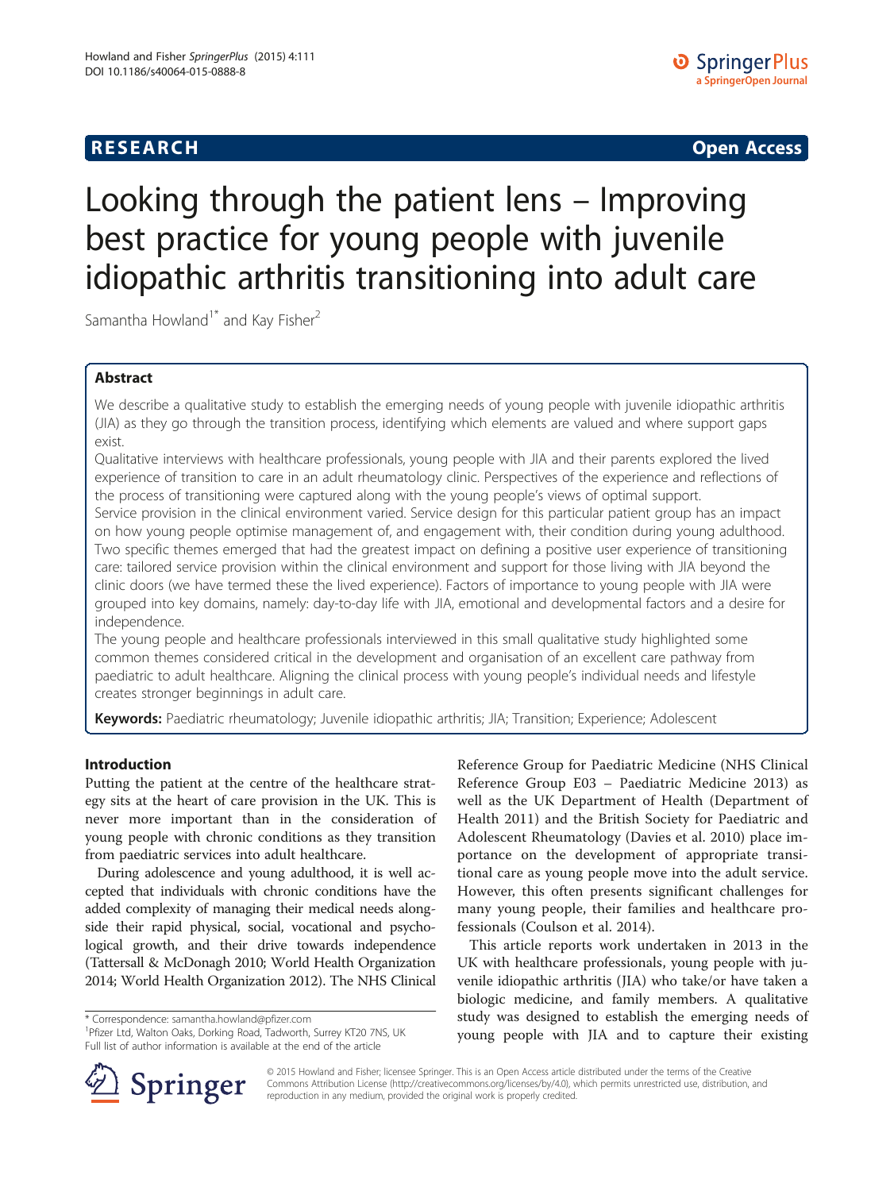**RESEARCH** **Open Access**

# Looking through the patient lens – Improving best practice for young people with juvenile idiopathic arthritis transitioning into adult care

Samantha Howland[1*] and Kay Fisher[2]

## Abstract

We describe a qualitative study to establish the emerging needs of young people with juvenile idiopathic arthritis (JIA) as they go through the transition process, identifying which elements are valued and where support gaps exist.

Qualitative interviews with healthcare professionals, young people with JIA and their parents explored the lived experience of transition to care in an adult rheumatology clinic. Perspectives of the experience and reflections of the process of transitioning were captured along with the young people's views of optimal support.

Service provision in the clinical environment varied. Service design for this particular patient group has an impact on how young people optimise management of, and engagement with, their condition during young adulthood. Two specific themes emerged that had the greatest impact on defining a positive user experience of transitioning care: tailored service provision within the clinical environment and support for those living with JIA beyond the clinic doors (we have termed these the lived experience). Factors of importance to young people with JIA were grouped into key domains, namely: day-to-day life with JIA, emotional and developmental factors and a desire for independence.

The young people and healthcare professionals interviewed in this small qualitative study highlighted some common themes considered critical in the development and organisation of an excellent care pathway from paediatric to adult healthcare. Aligning the clinical process with young people's individual needs and lifestyle creates stronger beginnings in adult care.

**Keywords:** Paediatric rheumatology; Juvenile idiopathic arthritis; JIA; Transition; Experience; Adolescent

## Introduction

Putting the patient at the centre of the healthcare strategy sits at the heart of care provision in the UK. This is never more important than in the consideration of young people with chronic conditions as they transition from paediatric services into adult healthcare.

During adolescence and young adulthood, it is well accepted that individuals with chronic conditions have the added complexity of managing their medical needs alongside their rapid physical, social, vocational and psychological growth, and their drive towards independence (Tattersall & McDonagh 2010; World Health Organization 2014; World Health Organization 2012). The NHS Clinical Reference Group for Paediatric Medicine (NHS Clinical Reference Group E03 – Paediatric Medicine 2013) as well as the UK Department of Health (Department of Health 2011) and the British Society for Paediatric and Adolescent Rheumatology (Davies et al. 2010) place importance on the development of appropriate transitional care as young people move into the adult service. However, this often presents significant challenges for many young people, their families and healthcare professionals (Coulson et al. 2014).

This article reports work undertaken in 2013 in the UK with healthcare professionals, young people with juvenile idiopathic arthritis (JIA) who take/or have taken a biologic medicine, and family members. A qualitative study was designed to establish the emerging needs of young people with JIA and to capture their existing

\* Correspondence: samantha.howland@pfizer.com
[1]Pfizer Ltd, Walton Oaks, Dorking Road, Tadworth, Surrey KT20 7NS, UK
Full list of author information is available at the end of the article

© 2015 Howland and Fisher; licensee Springer. This is an Open Access article distributed under the terms of the Creative Commons Attribution License (http://creativecommons.org/licenses/by/4.0), which permits unrestricted use, distribution, and reproduction in any medium, provided the original work is properly credited.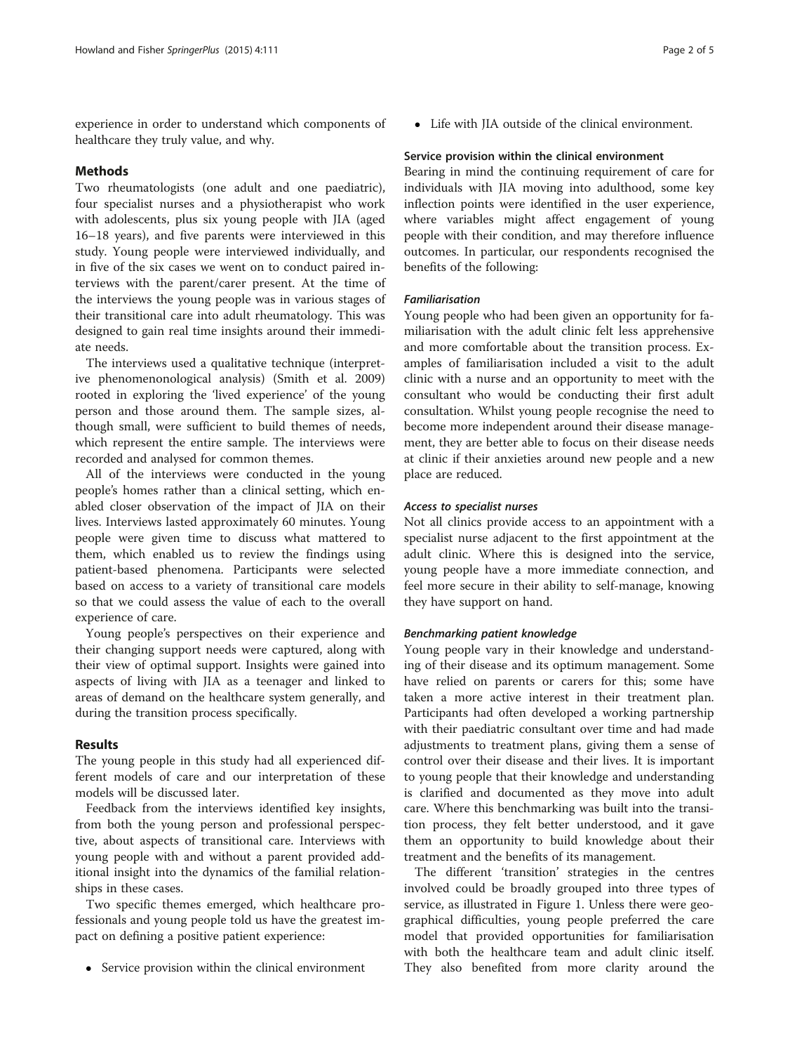experience in order to understand which components of healthcare they truly value, and why.

## Methods

Two rheumatologists (one adult and one paediatric), four specialist nurses and a physiotherapist who work with adolescents, plus six young people with JIA (aged 16–18 years), and five parents were interviewed in this study. Young people were interviewed individually, and in five of the six cases we went on to conduct paired interviews with the parent/carer present. At the time of the interviews the young people was in various stages of their transitional care into adult rheumatology. This was designed to gain real time insights around their immediate needs.

The interviews used a qualitative technique (interpretive phenomenonological analysis) (Smith et al. 2009) rooted in exploring the 'lived experience' of the young person and those around them. The sample sizes, although small, were sufficient to build themes of needs, which represent the entire sample. The interviews were recorded and analysed for common themes.

All of the interviews were conducted in the young people's homes rather than a clinical setting, which enabled closer observation of the impact of JIA on their lives. Interviews lasted approximately 60 minutes. Young people were given time to discuss what mattered to them, which enabled us to review the findings using patient-based phenomena. Participants were selected based on access to a variety of transitional care models so that we could assess the value of each to the overall experience of care.

Young people's perspectives on their experience and their changing support needs were captured, along with their view of optimal support. Insights were gained into aspects of living with JIA as a teenager and linked to areas of demand on the healthcare system generally, and during the transition process specifically.

## Results

The young people in this study had all experienced different models of care and our interpretation of these models will be discussed later.

Feedback from the interviews identified key insights, from both the young person and professional perspective, about aspects of transitional care. Interviews with young people with and without a parent provided additional insight into the dynamics of the familial relationships in these cases.

Two specific themes emerged, which healthcare professionals and young people told us have the greatest impact on defining a positive patient experience:

- Service provision within the clinical environment
- Life with JIA outside of the clinical environment.

### Service provision within the clinical environment

Bearing in mind the continuing requirement of care for individuals with JIA moving into adulthood, some key inflection points were identified in the user experience, where variables might affect engagement of young people with their condition, and may therefore influence outcomes. In particular, our respondents recognised the benefits of the following:

#### *Familiarisation*

Young people who had been given an opportunity for familiarisation with the adult clinic felt less apprehensive and more comfortable about the transition process. Examples of familiarisation included a visit to the adult clinic with a nurse and an opportunity to meet with the consultant who would be conducting their first adult consultation. Whilst young people recognise the need to become more independent around their disease management, they are better able to focus on their disease needs at clinic if their anxieties around new people and a new place are reduced.

#### *Access to specialist nurses*

Not all clinics provide access to an appointment with a specialist nurse adjacent to the first appointment at the adult clinic. Where this is designed into the service, young people have a more immediate connection, and feel more secure in their ability to self-manage, knowing they have support on hand.

#### *Benchmarking patient knowledge*

Young people vary in their knowledge and understanding of their disease and its optimum management. Some have relied on parents or carers for this; some have taken a more active interest in their treatment plan. Participants had often developed a working partnership with their paediatric consultant over time and had made adjustments to treatment plans, giving them a sense of control over their disease and their lives. It is important to young people that their knowledge and understanding is clarified and documented as they move into adult care. Where this benchmarking was built into the transition process, they felt better understood, and it gave them an opportunity to build knowledge about their treatment and the benefits of its management.

The different 'transition' strategies in the centres involved could be broadly grouped into three types of service, as illustrated in Figure 1. Unless there were geographical difficulties, young people preferred the care model that provided opportunities for familiarisation with both the healthcare team and adult clinic itself. They also benefited from more clarity around the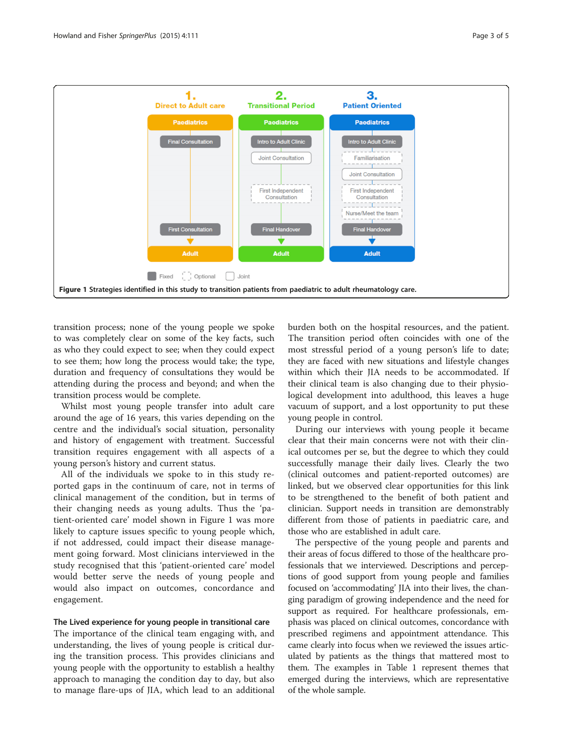1. Direct to Adult care

Paediatrics

Final Consultation

First Consultation

Adult

2. Transitional Period

Paediatrics

Intro to Adult Clinic

Joint Consultation

First Independent Consultation

Final Handover

Adult

3. Patient Oriented

Paediatrics

Intro to Adult Clinic

Familiarisation

Joint Consultation

First Independent Consultation

Nurse/Meet the team

Final Handover

Adult

Fixed Optional Joint

**Figure 1** Strategies identified in this study to transition patients from paediatric to adult rheumatology care.

transition process; none of the young people we spoke to was completely clear on some of the key facts, such as who they could expect to see; when they could expect to see them; how long the process would take; the type, duration and frequency of consultations they would be attending during the process and beyond; and when the transition process would be complete.

Whilst most young people transfer into adult care around the age of 16 years, this varies depending on the centre and the individual's social situation, personality and history of engagement with treatment. Successful transition requires engagement with all aspects of a young person's history and current status.

All of the individuals we spoke to in this study reported gaps in the continuum of care, not in terms of clinical management of the condition, but in terms of their changing needs as young adults. Thus the 'patient-oriented care' model shown in Figure 1 was more likely to capture issues specific to young people which, if not addressed, could impact their disease management going forward. Most clinicians interviewed in the study recognised that this 'patient-oriented care' model would better serve the needs of young people and would also impact on outcomes, concordance and engagement.

### The Lived experience for young people in transitional care

The importance of the clinical team engaging with, and understanding, the lives of young people is critical during the transition process. This provides clinicians and young people with the opportunity to establish a healthy approach to managing the condition day to day, but also to manage flare-ups of JIA, which lead to an additional burden both on the hospital resources, and the patient. The transition period often coincides with one of the most stressful period of a young person's life to date; they are faced with new situations and lifestyle changes within which their JIA needs to be accommodated. If their clinical team is also changing due to their physiological development into adulthood, this leaves a huge vacuum of support, and a lost opportunity to put these young people in control.

During our interviews with young people it became clear that their main concerns were not with their clinical outcomes per se, but the degree to which they could successfully manage their daily lives. Clearly the two (clinical outcomes and patient-reported outcomes) are linked, but we observed clear opportunities for this link to be strengthened to the benefit of both patient and clinician. Support needs in transition are demonstrably different from those of patients in paediatric care, and those who are established in adult care.

The perspective of the young people and parents and their areas of focus differed to those of the healthcare professionals that we interviewed. Descriptions and perceptions of good support from young people and families focused on 'accommodating' JIA into their lives, the changing paradigm of growing independence and the need for support as required. For healthcare professionals, emphasis was placed on clinical outcomes, concordance with prescribed regimens and appointment attendance. This came clearly into focus when we reviewed the issues articulated by patients as the things that mattered most to them. The examples in Table 1 represent themes that emerged during the interviews, which are representative of the whole sample.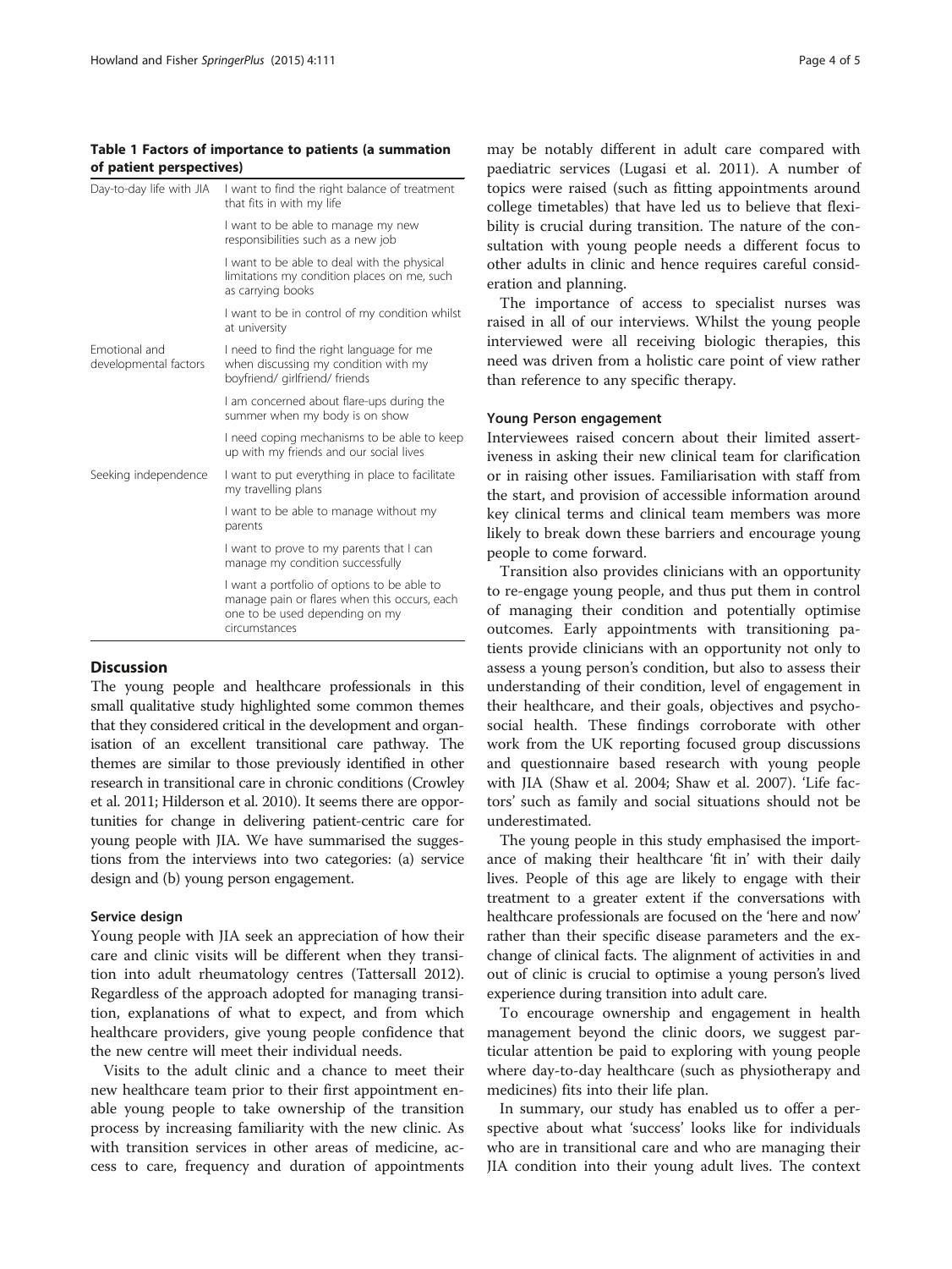**Table 1 Factors of importance to patients (a summation of patient perspectives)**

| | |
|---|---|
| Day-to-day life with JIA | I want to find the right balance of treatment that fits in with my life |
| | I want to be able to manage my new responsibilities such as a new job |
| | I want to be able to deal with the physical limitations my condition places on me, such as carrying books |
| | I want to be in control of my condition whilst at university |
| Emotional and developmental factors | I need to find the right language for me when discussing my condition with my boyfriend/ girlfriend/ friends |
| | I am concerned about flare-ups during the summer when my body is on show |
| | I need coping mechanisms to be able to keep up with my friends and our social lives |
| Seeking independence | I want to put everything in place to facilitate my travelling plans |
| | I want to be able to manage without my parents |
| | I want to prove to my parents that I can manage my condition successfully |
| | I want a portfolio of options to be able to manage pain or flares when this occurs, each one to be used depending on my circumstances |

## Discussion

The young people and healthcare professionals in this small qualitative study highlighted some common themes that they considered critical in the development and organisation of an excellent transitional care pathway. The themes are similar to those previously identified in other research in transitional care in chronic conditions (Crowley et al. 2011; Hilderson et al. 2010). It seems there are opportunities for change in delivering patient-centric care for young people with JIA. We have summarised the suggestions from the interviews into two categories: (a) service design and (b) young person engagement.

### Service design

Young people with JIA seek an appreciation of how their care and clinic visits will be different when they transition into adult rheumatology centres (Tattersall 2012). Regardless of the approach adopted for managing transition, explanations of what to expect, and from which healthcare providers, give young people confidence that the new centre will meet their individual needs.

Visits to the adult clinic and a chance to meet their new healthcare team prior to their first appointment enable young people to take ownership of the transition process by increasing familiarity with the new clinic. As with transition services in other areas of medicine, access to care, frequency and duration of appointments may be notably different in adult care compared with paediatric services (Lugasi et al. 2011). A number of topics were raised (such as fitting appointments around college timetables) that have led us to believe that flexibility is crucial during transition. The nature of the consultation with young people needs a different focus to other adults in clinic and hence requires careful consideration and planning.

The importance of access to specialist nurses was raised in all of our interviews. Whilst the young people interviewed were all receiving biologic therapies, this need was driven from a holistic care point of view rather than reference to any specific therapy.

### Young Person engagement

Interviewees raised concern about their limited assertiveness in asking their new clinical team for clarification or in raising other issues. Familiarisation with staff from the start, and provision of accessible information around key clinical terms and clinical team members was more likely to break down these barriers and encourage young people to come forward.

Transition also provides clinicians with an opportunity to re-engage young people, and thus put them in control of managing their condition and potentially optimise outcomes. Early appointments with transitioning patients provide clinicians with an opportunity not only to assess a young person's condition, but also to assess their understanding of their condition, level of engagement in their healthcare, and their goals, objectives and psychosocial health. These findings corroborate with other work from the UK reporting focused group discussions and questionnaire based research with young people with JIA (Shaw et al. 2004; Shaw et al. 2007). 'Life factors' such as family and social situations should not be underestimated.

The young people in this study emphasised the importance of making their healthcare 'fit in' with their daily lives. People of this age are likely to engage with their treatment to a greater extent if the conversations with healthcare professionals are focused on the 'here and now' rather than their specific disease parameters and the exchange of clinical facts. The alignment of activities in and out of clinic is crucial to optimise a young person's lived experience during transition into adult care.

To encourage ownership and engagement in health management beyond the clinic doors, we suggest particular attention be paid to exploring with young people where day-to-day healthcare (such as physiotherapy and medicines) fits into their life plan.

In summary, our study has enabled us to offer a perspective about what 'success' looks like for individuals who are in transitional care and who are managing their JIA condition into their young adult lives. The context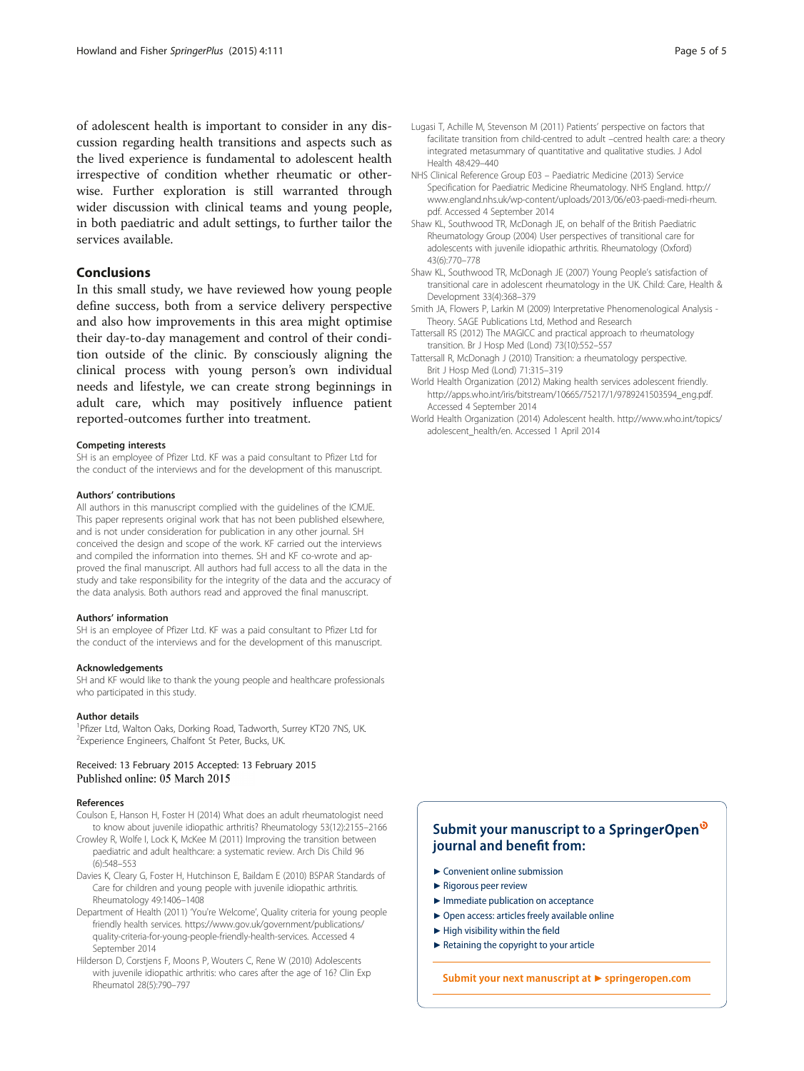of adolescent health is important to consider in any discussion regarding health transitions and aspects such as the lived experience is fundamental to adolescent health irrespective of condition whether rheumatic or otherwise. Further exploration is still warranted through wider discussion with clinical teams and young people, in both paediatric and adult settings, to further tailor the services available.

## Conclusions

In this small study, we have reviewed how young people define success, both from a service delivery perspective and also how improvements in this area might optimise their day-to-day management and control of their condition outside of the clinic. By consciously aligning the clinical process with young person's own individual needs and lifestyle, we can create strong beginnings in adult care, which may positively influence patient reported-outcomes further into treatment.

#### Competing interests

SH is an employee of Pfizer Ltd. KF was a paid consultant to Pfizer Ltd for the conduct of the interviews and for the development of this manuscript.

#### Authors' contributions

All authors in this manuscript complied with the guidelines of the ICMJE. This paper represents original work that has not been published elsewhere, and is not under consideration for publication in any other journal. SH conceived the design and scope of the work. KF carried out the interviews and compiled the information into themes. SH and KF co-wrote and approved the final manuscript. All authors had full access to all the data in the study and take responsibility for the integrity of the data and the accuracy of the data analysis. Both authors read and approved the final manuscript.

#### Authors' information

SH is an employee of Pfizer Ltd. KF was a paid consultant to Pfizer Ltd for the conduct of the interviews and for the development of this manuscript.

#### Acknowledgements

SH and KF would like to thank the young people and healthcare professionals who participated in this study.

#### Author details

[1]Pfizer Ltd, Walton Oaks, Dorking Road, Tadworth, Surrey KT20 7NS, UK. [2]Experience Engineers, Chalfont St Peter, Bucks, UK.

Received: 13 February 2015 Accepted: 13 February 2015
Published online: 05 March 2015

#### References

- Coulson E, Hanson H, Foster H (2014) What does an adult rheumatologist need to know about juvenile idiopathic arthritis? Rheumatology 53(12):2155–2166
- Crowley R, Wolfe I, Lock K, McKee M (2011) Improving the transition between paediatric and adult healthcare: a systematic review. Arch Dis Child 96 (6):548–553
- Davies K, Cleary G, Foster H, Hutchinson E, Baildam E (2010) BSPAR Standards of Care for children and young people with juvenile idiopathic arthritis. Rheumatology 49:1406–1408
- Department of Health (2011) 'You're Welcome', Quality criteria for young people friendly health services. https://www.gov.uk/government/publications/quality-criteria-for-young-people-friendly-health-services. Accessed 4 September 2014
- Hilderson D, Corstjens F, Moons P, Wouters C, Rene W (2010) Adolescents with juvenile idiopathic arthritis: who cares after the age of 16? Clin Exp Rheumatol 28(5):790–797
- Lugasi T, Achille M, Stevenson M (2011) Patients' perspective on factors that facilitate transition from child-centred to adult –centred health care: a theory integrated metasummary of quantitative and qualitative studies. J Adol Health 48:429–440
- NHS Clinical Reference Group E03 – Paediatric Medicine (2013) Service Specification for Paediatric Medicine Rheumatology. NHS England. http://www.england.nhs.uk/wp-content/uploads/2013/06/e03-paedi-medi-rheum.pdf. Accessed 4 September 2014
- Shaw KL, Southwood TR, McDonagh JE, on behalf of the British Paediatric Rheumatology Group (2004) User perspectives of transitional care for adolescents with juvenile idiopathic arthritis. Rheumatology (Oxford) 43(6):770–778
- Shaw KL, Southwood TR, McDonagh JE (2007) Young People's satisfaction of transitional care in adolescent rheumatology in the UK. Child: Care, Health & Development 33(4):368–379
- Smith JA, Flowers P, Larkin M (2009) Interpretative Phenomenological Analysis - Theory. SAGE Publications Ltd, Method and Research
- Tattersall RS (2012) The MAGICC and practical approach to rheumatology transition. Br J Hosp Med (Lond) 73(10):552–557
- Tattersall R, McDonagh J (2010) Transition: a rheumatology perspective. Brit J Hosp Med (Lond) 71:315–319
- World Health Organization (2012) Making health services adolescent friendly. http://apps.who.int/iris/bitstream/10665/75217/1/9789241503594_eng.pdf. Accessed 4 September 2014
- World Health Organization (2014) Adolescent health. http://www.who.int/topics/adolescent_health/en. Accessed 1 April 2014

**Submit your manuscript to a SpringerOpen journal and benefit from:**

- ► Convenient online submission
- ► Rigorous peer review
- ► Immediate publication on acceptance
- ► Open access: articles freely available online
- ► High visibility within the field
- ► Retaining the copyright to your article

**Submit your next manuscript at ► springeropen.com**